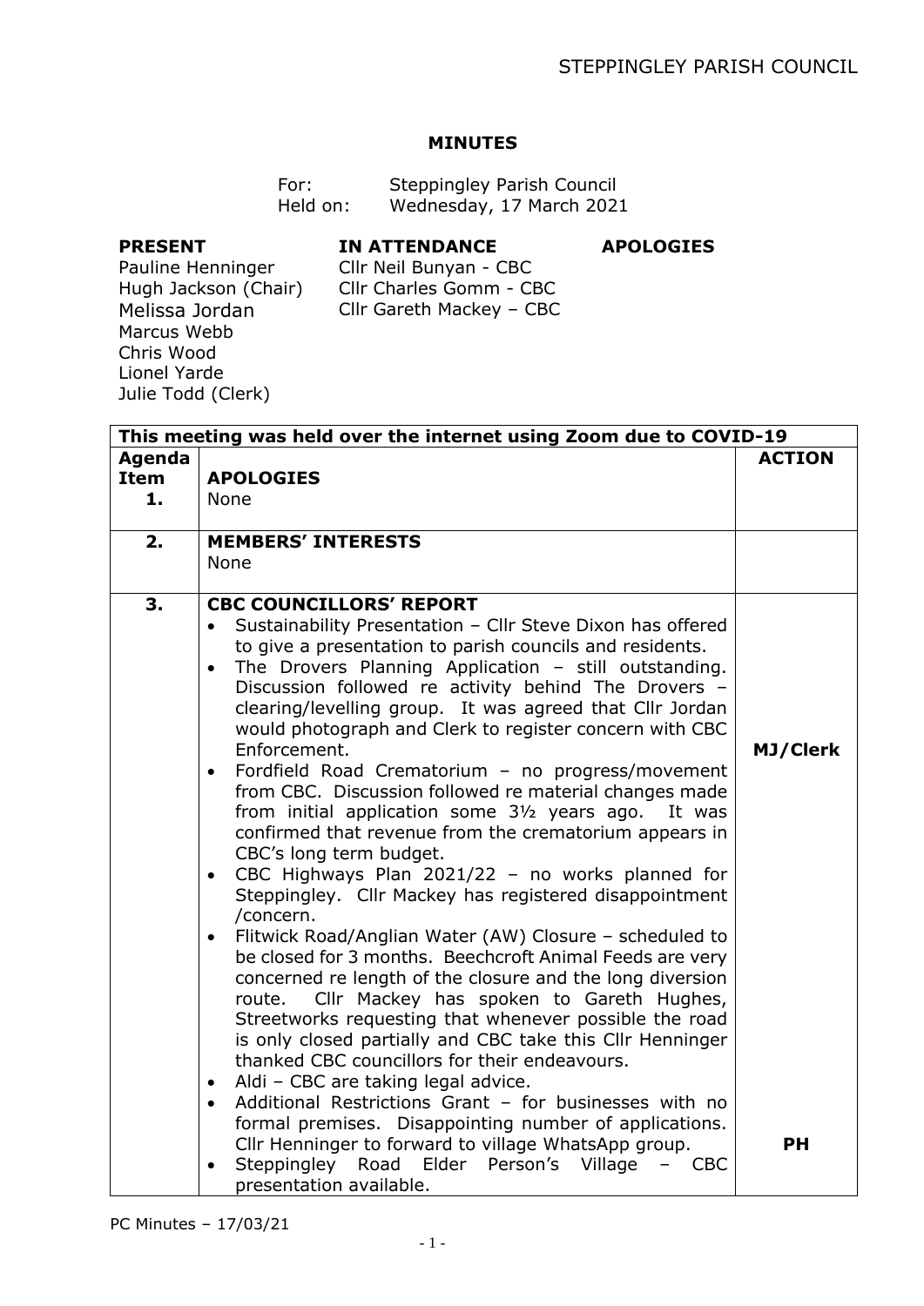## MINUTES

For: Steppingley Parish Council
Held on: Wednesday, 17 March 2021

| PRESENT | IN ATTENDANCE | APOLOGIES |
|---|---|---|
| Pauline Henninger | Cllr Neil Bunyan - CBC | |
| Hugh Jackson (Chair) | Cllr Charles Gomm - CBC | |
| Melissa Jordan | Cllr Gareth Mackey – CBC | |
| Marcus Webb | | |
| Chris Wood | | |
| Lionel Yarde | | |
| Julie Todd (Clerk) | | |

| This meeting was held over the internet using Zoom due to COVID-19 | | |
|---|---|---|
| **Agenda Item** | | **ACTION** |
| **1.** | **APOLOGIES**<br>None | |
| **2.** | **MEMBERS' INTERESTS**<br>None | |
| **3.** | **CBC COUNCILLORS' REPORT**<br>• Sustainability Presentation – Cllr Steve Dixon has offered to give a presentation to parish councils and residents.<br>• The Drovers Planning Application – still outstanding. Discussion followed re activity behind The Drovers – clearing/levelling group. It was agreed that Cllr Jordan would photograph and Clerk to register concern with CBC Enforcement.<br>• Fordfield Road Crematorium – no progress/movement from CBC. Discussion followed re material changes made from initial application some 3½ years ago. It was confirmed that revenue from the crematorium appears in CBC's long term budget.<br>• CBC Highways Plan 2021/22 – no works planned for Steppingley. Cllr Mackey has registered disappointment /concern.<br>• Flitwick Road/Anglian Water (AW) Closure – scheduled to be closed for 3 months. Beechcroft Animal Feeds are very concerned re length of the closure and the long diversion route. Cllr Mackey has spoken to Gareth Hughes, Streetworks requesting that whenever possible the road is only closed partially and CBC take this Cllr Henninger thanked CBC councillors for their endeavours.<br>• Aldi – CBC are taking legal advice.<br>• Additional Restrictions Grant – for businesses with no formal premises. Disappointing number of applications. Cllr Henninger to forward to village WhatsApp group.<br>• Steppingley Road Elder Person's Village – CBC presentation available. | **MJ/Clerk**<br><br>**PH** |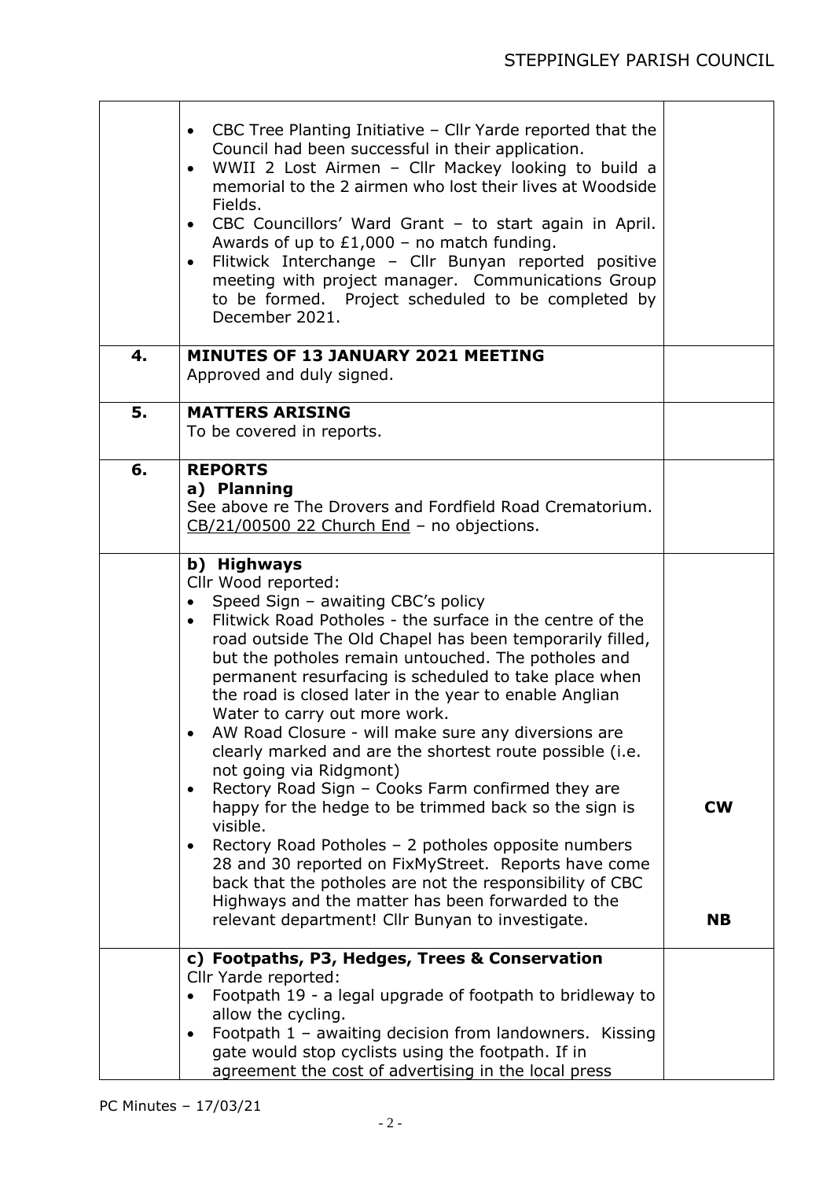| | | |
|---|---|---|
| | • CBC Tree Planting Initiative – Cllr Yarde reported that the Council had been successful in their application.<br>• WWII 2 Lost Airmen – Cllr Mackey looking to build a memorial to the 2 airmen who lost their lives at Woodside Fields.<br>• CBC Councillors' Ward Grant – to start again in April. Awards of up to £1,000 – no match funding.<br>• Flitwick Interchange – Cllr Bunyan reported positive meeting with project manager. Communications Group to be formed. Project scheduled to be completed by December 2021. | |
| **4.** | **MINUTES OF 13 JANUARY 2021 MEETING**<br>Approved and duly signed. | |
| **5.** | **MATTERS ARISING**<br>To be covered in reports. | |
| **6.** | **REPORTS**<br>**a) Planning**<br>See above re The Drovers and Fordfield Road Crematorium.<br>CB/21/00500 22 Church End – no objections. | |
| | **b) Highways**<br>Cllr Wood reported:<br>• Speed Sign – awaiting CBC's policy<br>• Flitwick Road Potholes - the surface in the centre of the road outside The Old Chapel has been temporarily filled, but the potholes remain untouched. The potholes and permanent resurfacing is scheduled to take place when the road is closed later in the year to enable Anglian Water to carry out more work.<br>• AW Road Closure - will make sure any diversions are clearly marked and are the shortest route possible (i.e. not going via Ridgmont)<br>• Rectory Road Sign – Cooks Farm confirmed they are happy for the hedge to be trimmed back so the sign is visible.<br>• Rectory Road Potholes – 2 potholes opposite numbers 28 and 30 reported on FixMyStreet. Reports have come back that the potholes are not the responsibility of CBC Highways and the matter has been forwarded to the relevant department! Cllr Bunyan to investigate. | **CW**<br><br>**NB** |
| | **c) Footpaths, P3, Hedges, Trees & Conservation**<br>Cllr Yarde reported:<br>• Footpath 19 - a legal upgrade of footpath to bridleway to allow the cycling.<br>• Footpath 1 – awaiting decision from landowners. Kissing gate would stop cyclists using the footpath. If in agreement the cost of advertising in the local press | |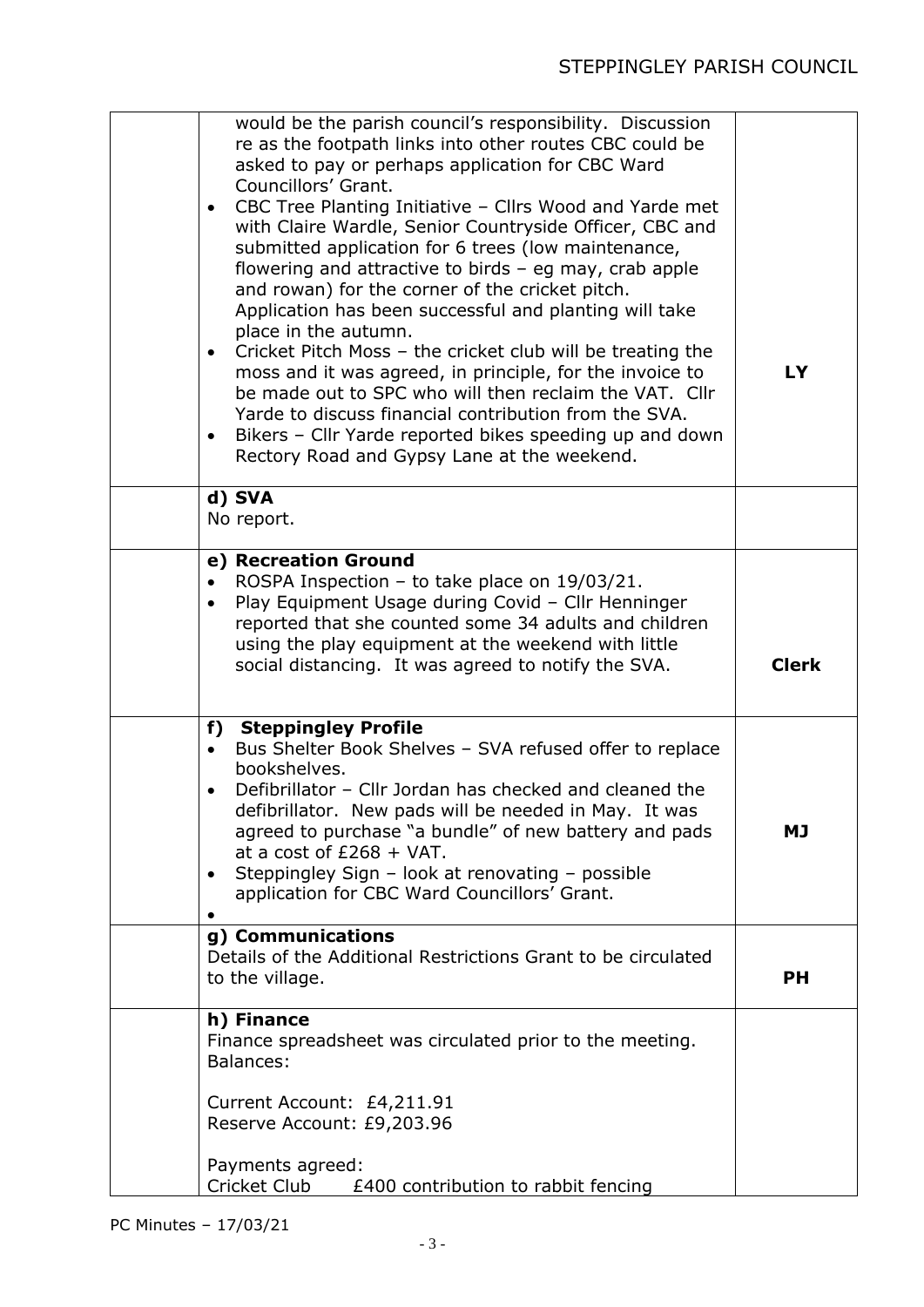| | | |
|---|---|---|
| | would be the parish council's responsibility. Discussion re as the footpath links into other routes CBC could be asked to pay or perhaps application for CBC Ward Councillors' Grant.<br>• CBC Tree Planting Initiative – Cllrs Wood and Yarde met with Claire Wardle, Senior Countryside Officer, CBC and submitted application for 6 trees (low maintenance, flowering and attractive to birds – eg may, crab apple and rowan) for the corner of the cricket pitch. Application has been successful and planting will take place in the autumn.<br>• Cricket Pitch Moss – the cricket club will be treating the moss and it was agreed, in principle, for the invoice to be made out to SPC who will then reclaim the VAT. Cllr Yarde to discuss financial contribution from the SVA.<br>• Bikers – Cllr Yarde reported bikes speeding up and down Rectory Road and Gypsy Lane at the weekend. | **LY** |
| | **d) SVA**<br>No report. | |
| | **e) Recreation Ground**<br>• ROSPA Inspection – to take place on 19/03/21.<br>• Play Equipment Usage during Covid – Cllr Henninger reported that she counted some 34 adults and children using the play equipment at the weekend with little social distancing. It was agreed to notify the SVA. | **Clerk** |
| | **f) Steppingley Profile**<br>• Bus Shelter Book Shelves – SVA refused offer to replace bookshelves.<br>• Defibrillator – Cllr Jordan has checked and cleaned the defibrillator. New pads will be needed in May. It was agreed to purchase "a bundle" of new battery and pads at a cost of £268 + VAT.<br>• Steppingley Sign – look at renovating – possible application for CBC Ward Councillors' Grant.<br>• | **MJ** |
| | **g) Communications**<br>Details of the Additional Restrictions Grant to be circulated to the village. | **PH** |
| | **h) Finance**<br>Finance spreadsheet was circulated prior to the meeting.<br>Balances:<br><br>Current Account: £4,211.91<br>Reserve Account: £9,203.96<br><br>Payments agreed:<br>Cricket Club £400 contribution to rabbit fencing | |

PC Minutes – 17/03/21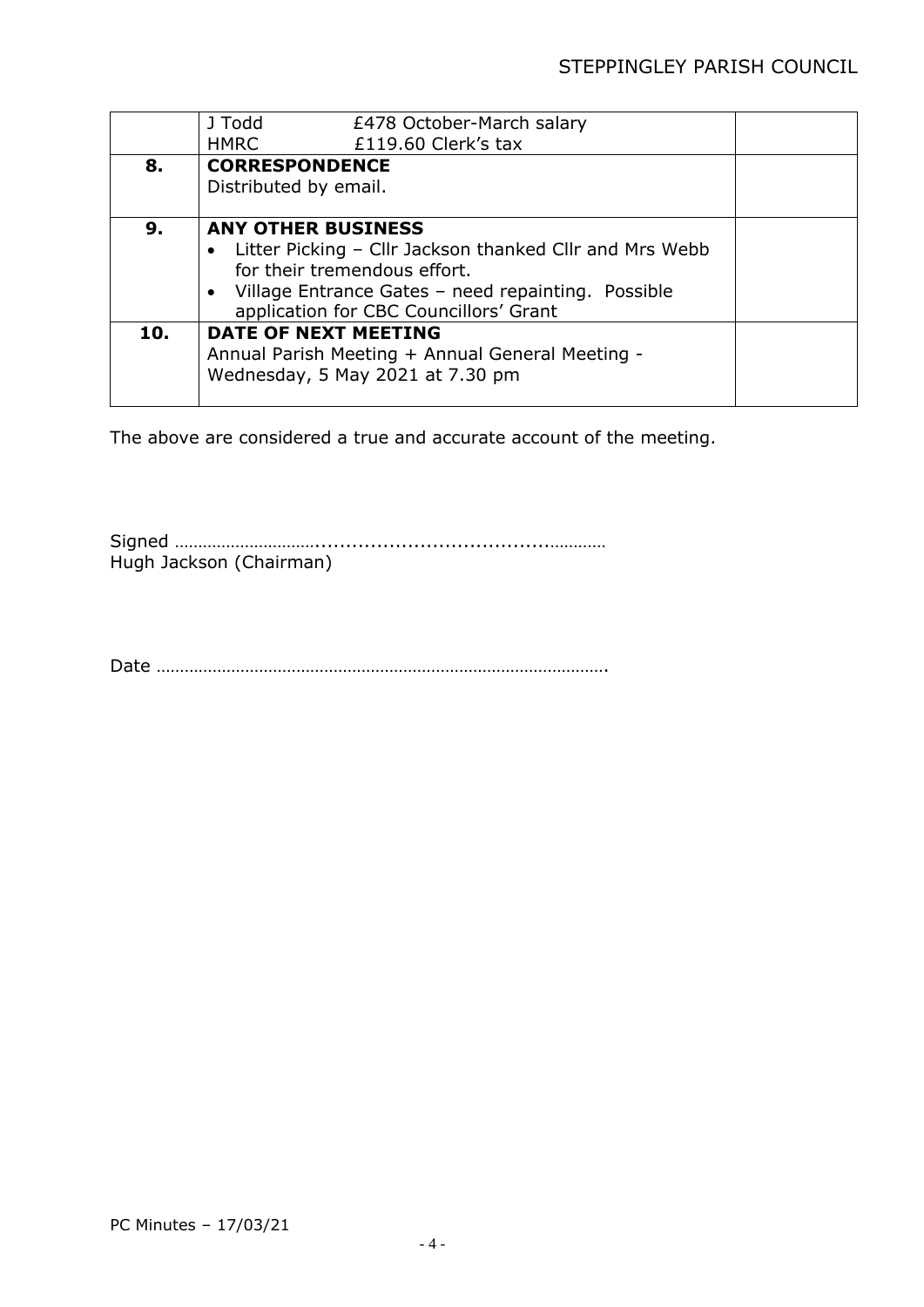| | | |
|---|---|---|
| | J Todd £478 October-March salary<br>HMRC £119.60 Clerk's tax | |
| **8.** | **CORRESPONDENCE**<br>Distributed by email. | |
| **9.** | **ANY OTHER BUSINESS**<br>• Litter Picking – Cllr Jackson thanked Cllr and Mrs Webb for their tremendous effort.<br>• Village Entrance Gates – need repainting. Possible application for CBC Councillors' Grant | |
| **10.** | **DATE OF NEXT MEETING**<br>Annual Parish Meeting + Annual General Meeting - Wednesday, 5 May 2021 at 7.30 pm | |

The above are considered a true and accurate account of the meeting.

Signed ………………………..............................................………  
Hugh Jackson (Chairman)

Date …………………………………………………………………………………….